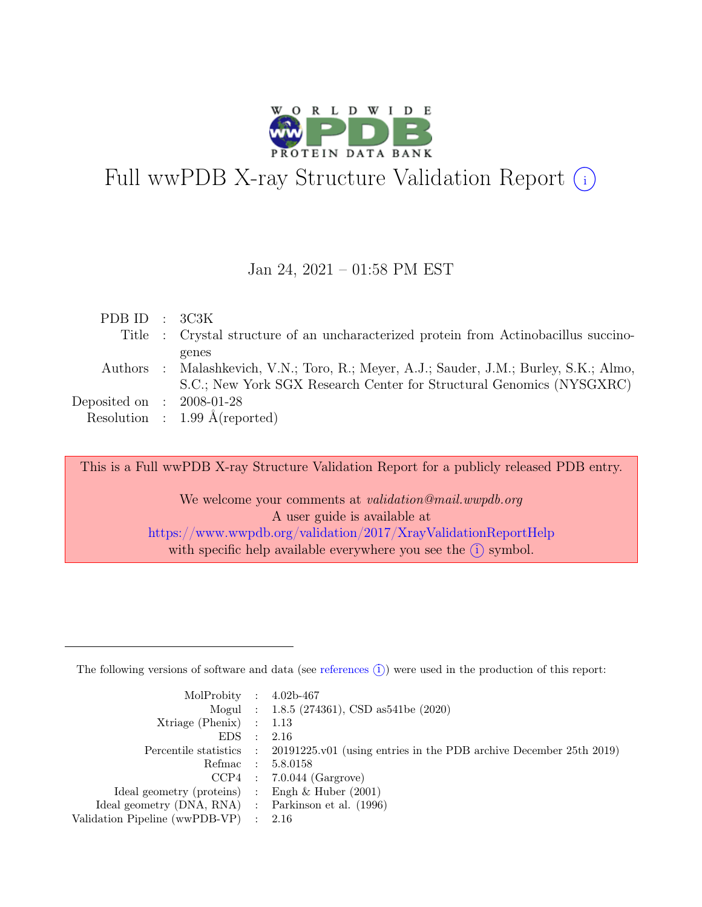# Full wwPDB X-ray Structure Validation Report (i)

Jan 24, 2021 – 01:58 PM EST

| | | |
|---|---|---|
| PDB ID | : | 3C3K |
| Title | : | Crystal structure of an uncharacterized protein from Actinobacillus succinogenes |
| Authors | : | Malashkevich, V.N.; Toro, R.; Meyer, A.J.; Sauder, J.M.; Burley, S.K.; Almo, S.C.; New York SGX Research Center for Structural Genomics (NYSGXRC) |
| Deposited on | : | 2008-01-28 |
| Resolution | : | 1.99 Å(reported) |

This is a Full wwPDB X-ray Structure Validation Report for a publicly released PDB entry.

We welcome your comments at *validation@mail.wwpdb.org*
A user guide is available at
https://www.wwpdb.org/validation/2017/XrayValidationReportHelp
with specific help available everywhere you see the (i) symbol.

---

The following versions of software and data (see references (i)) were used in the production of this report:

| | | |
|---|---|---|
| MolProbity | : | 4.02b-467 |
| Mogul | : | 1.8.5 (274361), CSD as541be (2020) |
| Xtriage (Phenix) | : | 1.13 |
| EDS | : | 2.16 |
| Percentile statistics | : | 20191225.v01 (using entries in the PDB archive December 25th 2019) |
| Refmac | : | 5.8.0158 |
| CCP4 | : | 7.0.044 (Gargrove) |
| Ideal geometry (proteins) | : | Engh & Huber (2001) |
| Ideal geometry (DNA, RNA) | : | Parkinson et al. (1996) |
| Validation Pipeline (wwPDB-VP) | : | 2.16 |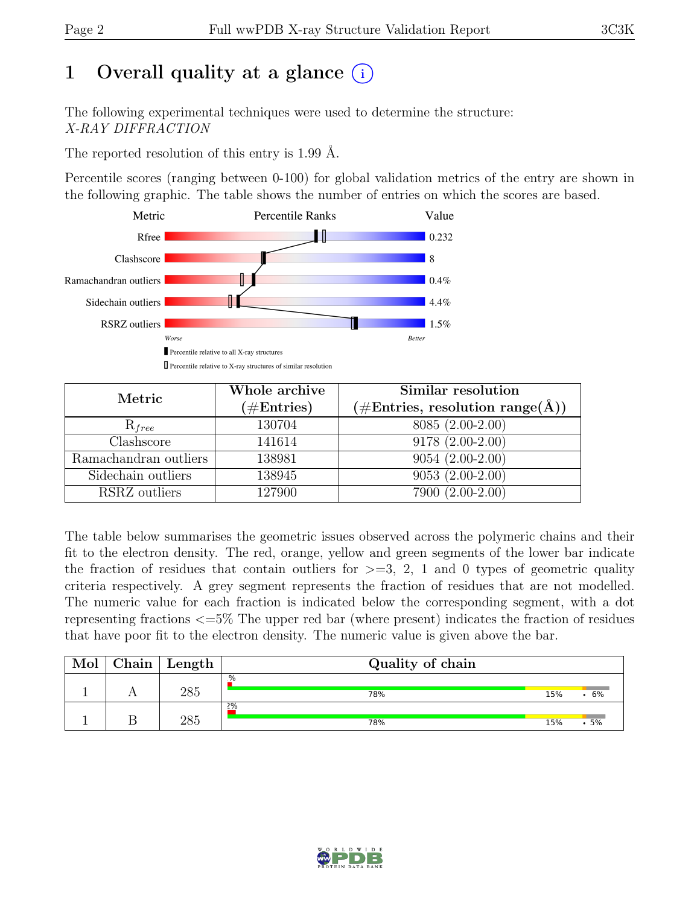# 1 Overall quality at a glance (i)

The following experimental techniques were used to determine the structure: *X-RAY DIFFRACTION*

The reported resolution of this entry is 1.99 Å.

Percentile scores (ranging between 0-100) for global validation metrics of the entry are shown in the following graphic. The table shows the number of entries on which the scores are based.

| Metric | Value |
|---|---|
| Rfree | 0.232 |
| Clashscore | 8 |
| Ramachandran outliers | 0.4% |
| Sidechain outliers | 4.4% |
| RSRZ outliers | 1.5% |

Worse — Better

▮ Percentile relative to all X-ray structures

▯ Percentile relative to X-ray structures of similar resolution

| Metric | Whole archive (#Entries) | Similar resolution (#Entries, resolution range(Å)) |
|---|---|---|
| $R_{free}$ | 130704 | 8085 (2.00-2.00) |
| Clashscore | 141614 | 9178 (2.00-2.00) |
| Ramachandran outliers | 138981 | 9054 (2.00-2.00) |
| Sidechain outliers | 138945 | 9053 (2.00-2.00) |
| RSRZ outliers | 127900 | 7900 (2.00-2.00) |

The table below summarises the geometric issues observed across the polymeric chains and their fit to the electron density. The red, orange, yellow and green segments of the lower bar indicate the fraction of residues that contain outliers for >=3, 2, 1 and 0 types of geometric quality criteria respectively. A grey segment represents the fraction of residues that are not modelled. The numeric value for each fraction is indicated below the corresponding segment, with a dot representing fractions <=5% The upper red bar (where present) indicates the fraction of residues that have poor fit to the electron density. The numeric value is given above the bar.

| Mol | Chain | Length | Quality of chain |
|---|---|---|---|
| 1 | A | 285 | % ; 78% ; 15% ; • ; 6% |
| 1 | B | 285 | 2% ; 78% ; 15% ; • ; 5% |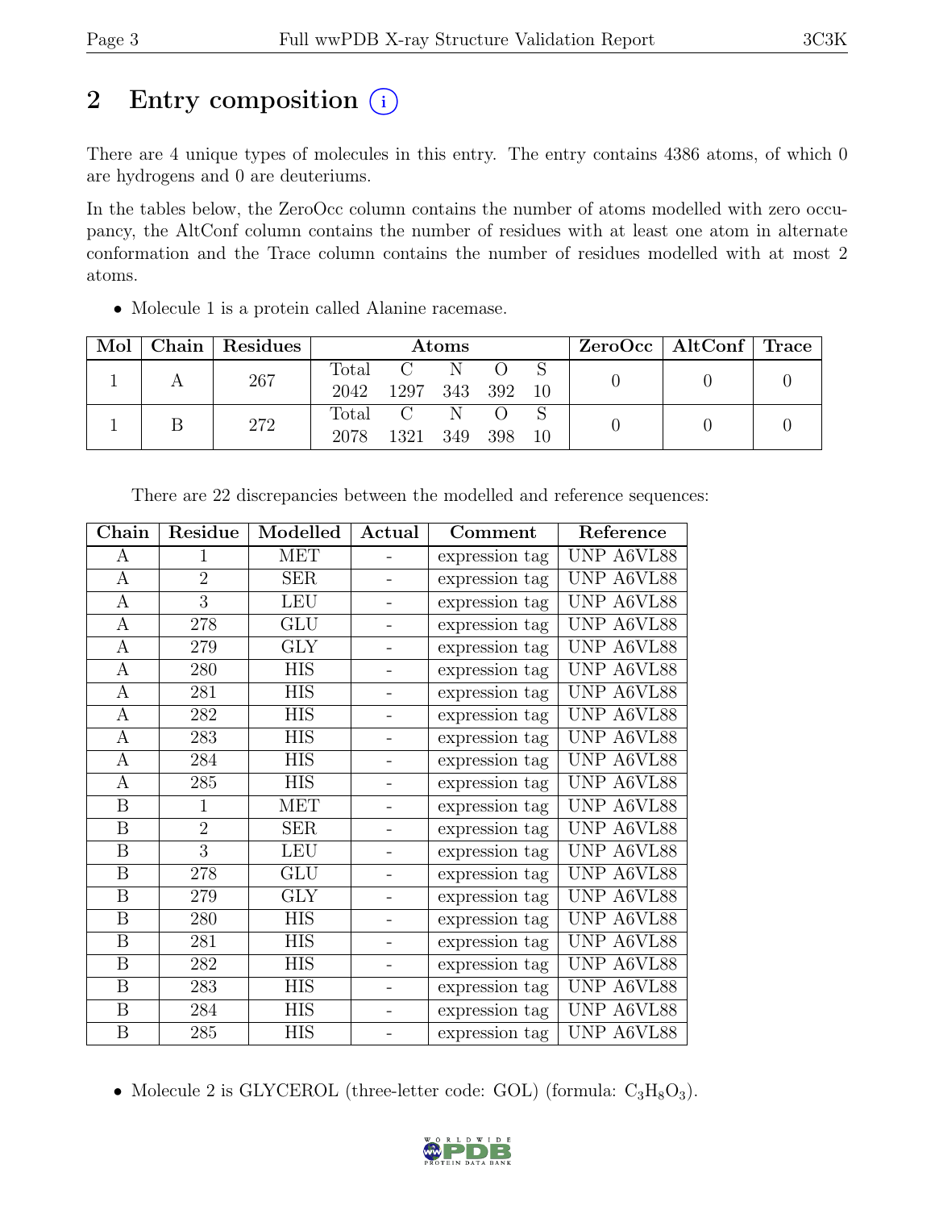# 2 Entry composition (i)

There are 4 unique types of molecules in this entry. The entry contains 4386 atoms, of which 0 are hydrogens and 0 are deuteriums.

In the tables below, the ZeroOcc column contains the number of atoms modelled with zero occupancy, the AltConf column contains the number of residues with at least one atom in alternate conformation and the Trace column contains the number of residues modelled with at most 2 atoms.

- Molecule 1 is a protein called Alanine racemase.

| Mol | Chain | Residues | Atoms | | | | | ZeroOcc | AltConf | Trace |
|---|---|---|---|---|---|---|---|---|---|---|
| | | | Total | C | N | O | S | | | |
| 1 | A | 267 | 2042 | 1297 | 343 | 392 | 10 | 0 | 0 | 0 |
| 1 | B | 272 | 2078 | 1321 | 349 | 398 | 10 | 0 | 0 | 0 |

There are 22 discrepancies between the modelled and reference sequences:

| Chain | Residue | Modelled | Actual | Comment | Reference |
|---|---|---|---|---|---|
| A | 1 | MET | - | expression tag | UNP A6VL88 |
| A | 2 | SER | - | expression tag | UNP A6VL88 |
| A | 3 | LEU | - | expression tag | UNP A6VL88 |
| A | 278 | GLU | - | expression tag | UNP A6VL88 |
| A | 279 | GLY | - | expression tag | UNP A6VL88 |
| A | 280 | HIS | - | expression tag | UNP A6VL88 |
| A | 281 | HIS | - | expression tag | UNP A6VL88 |
| A | 282 | HIS | - | expression tag | UNP A6VL88 |
| A | 283 | HIS | - | expression tag | UNP A6VL88 |
| A | 284 | HIS | - | expression tag | UNP A6VL88 |
| A | 285 | HIS | - | expression tag | UNP A6VL88 |
| B | 1 | MET | - | expression tag | UNP A6VL88 |
| B | 2 | SER | - | expression tag | UNP A6VL88 |
| B | 3 | LEU | - | expression tag | UNP A6VL88 |
| B | 278 | GLU | - | expression tag | UNP A6VL88 |
| B | 279 | GLY | - | expression tag | UNP A6VL88 |
| B | 280 | HIS | - | expression tag | UNP A6VL88 |
| B | 281 | HIS | - | expression tag | UNP A6VL88 |
| B | 282 | HIS | - | expression tag | UNP A6VL88 |
| B | 283 | HIS | - | expression tag | UNP A6VL88 |
| B | 284 | HIS | - | expression tag | UNP A6VL88 |
| B | 285 | HIS | - | expression tag | UNP A6VL88 |

- Molecule 2 is GLYCEROL (three-letter code: GOL) (formula: $C_3H_8O_3$).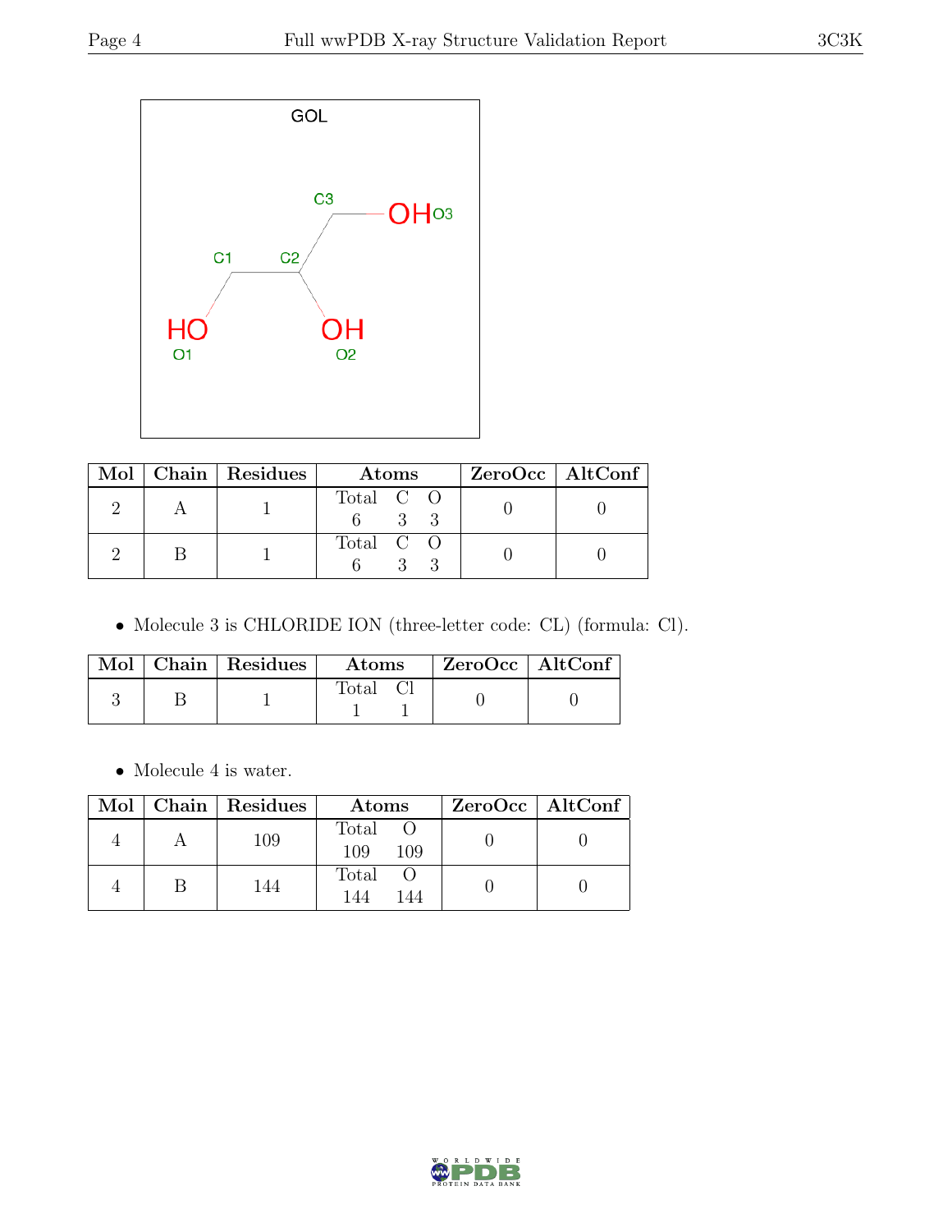GOL

| Mol | Chain | Residues | Atoms | | | ZeroOcc | AltConf |
|---|---|---|---|---|---|---|---|
| | | | Total | C | O | | |
| 2 | A | 1 | 6 | 3 | 3 | 0 | 0 |
| 2 | B | 1 | 6 | 3 | 3 | 0 | 0 |

- Molecule 3 is CHLORIDE ION (three-letter code: CL) (formula: Cl).

| Mol | Chain | Residues | Atoms | | ZeroOcc | AltConf |
|---|---|---|---|---|---|---|
| | | | Total | Cl | | |
| 3 | B | 1 | 1 | 1 | 0 | 0 |

- Molecule 4 is water.

| Mol | Chain | Residues | Atoms | | ZeroOcc | AltConf |
|---|---|---|---|---|---|---|
| | | | Total | O | | |
| 4 | A | 109 | 109 | 109 | 0 | 0 |
| 4 | B | 144 | 144 | 144 | 0 | 0 |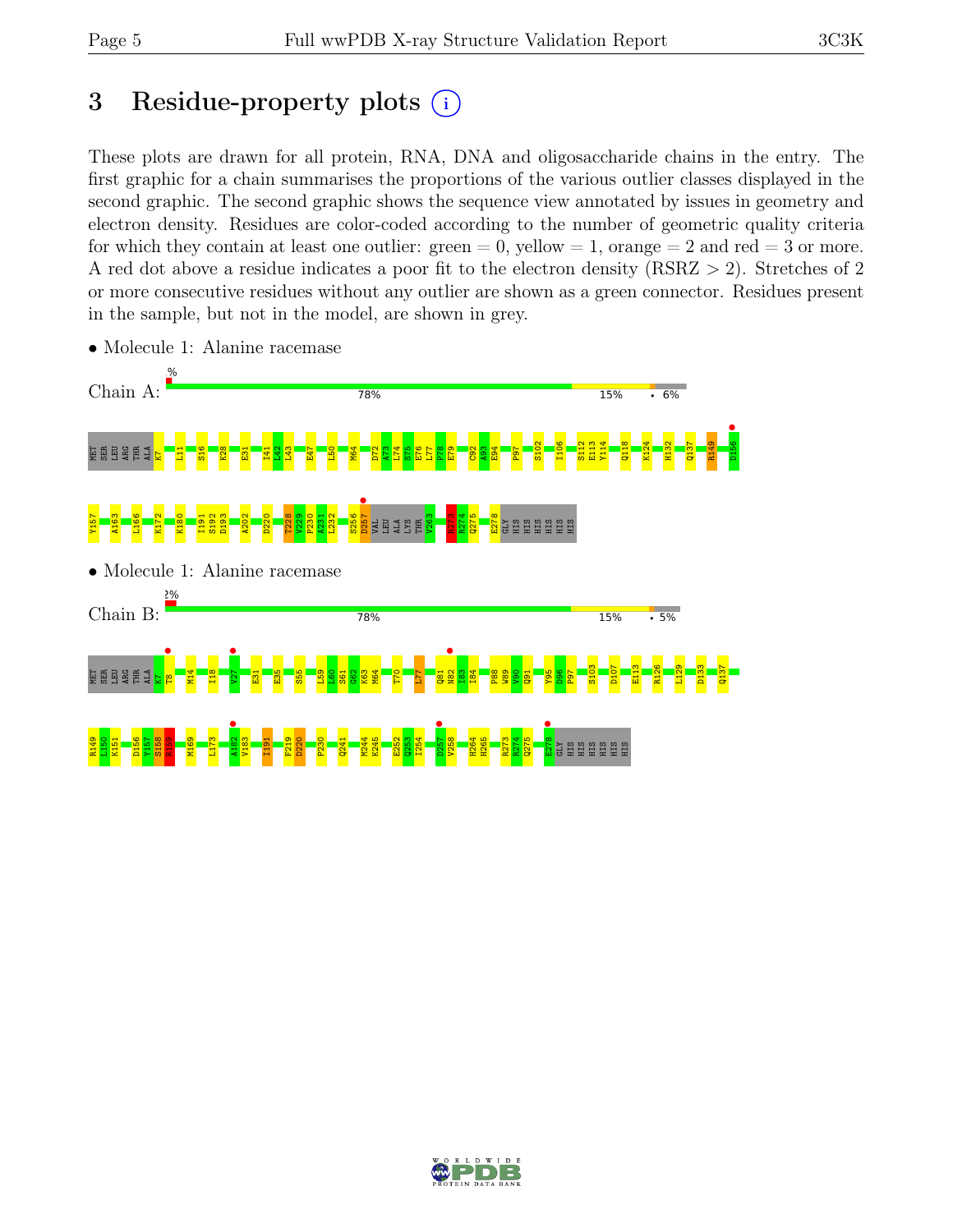# 3 Residue-property plots

These plots are drawn for all protein, RNA, DNA and oligosaccharide chains in the entry. The first graphic for a chain summarises the proportions of the various outlier classes displayed in the second graphic. The second graphic shows the sequence view annotated by issues in geometry and electron density. Residues are color-coded according to the number of geometric quality criteria for which they contain at least one outlier: green = 0, yellow = 1, orange = 2 and red = 3 or more. A red dot above a residue indicates a poor fit to the electron density (RSRZ > 2). Stretches of 2 or more consecutive residues without any outlier are shown as a green connector. Residues present in the sample, but not in the model, are shown in grey.

- Molecule 1: Alanine racemase

Chain A: % | 78% | 15% | • | 6%

MET SER LEU ARG THR ALA K7 L11 S16 K28 E31 I41 L42 L43 E47 L50 M64 D72 A73 L74 S75 E76 L77 F78 E79 G92 A93 E94 P97 S102 I106 S112 E113 Y114 Q118 K124 H132 Q137 R149 D156 Y157 A163 L166 K172 K180 I191 S192 D193 A202 D220 T228 V229 F230 A231 L232 S256 D257 VAL LEU ALA LYS THR V263 K273 R274 Q275 E278 GLY HIS HIS HIS HIS HIS HIS

- Molecule 1: Alanine racemase

Chain B: 2% | 78% | 15% | • | 5%

MET SER LEU ARG THR ALA K7 T8 M14 I18 V27 E31 E35 S55 L59 L60 S61 G62 K63 M64 T70 L77 Q81 N82 I83 I84 P88 W89 V90 Q91 Y95 D96 P97 S103 D107 E113 R126 L129 D133 Q137 R149 L150 K151 D156 Y157 S158 Y159 M169 L173 A182 V183 I191 F219 D220 P230 Q241 M244 K245 E252 Q253 I254 D257 V258 H264 H265 R273 R274 Q275 E278 GLY HIS HIS HIS HIS HIS HIS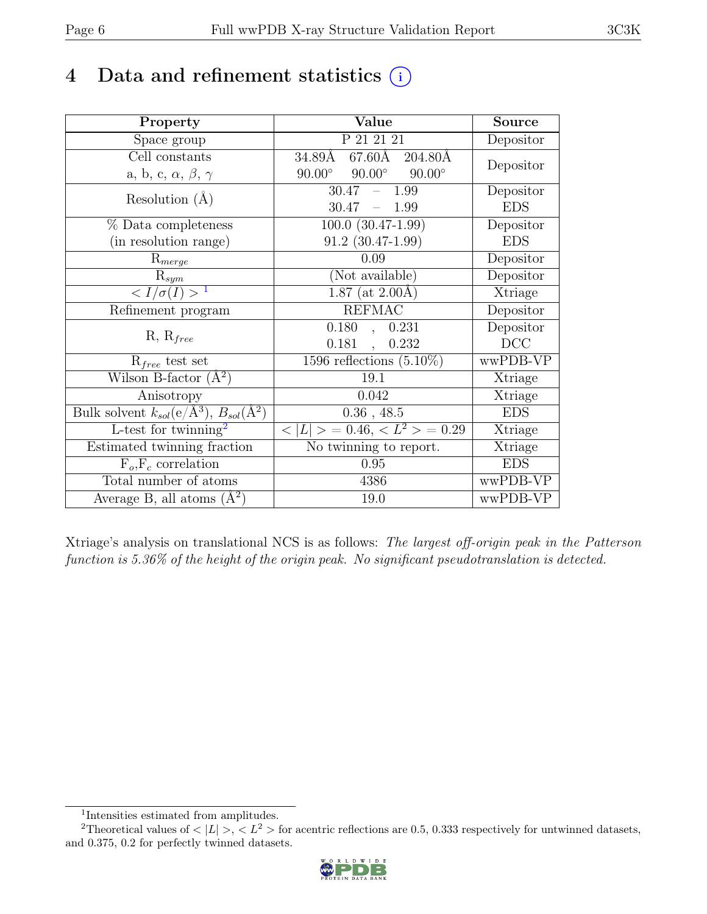# 4 Data and refinement statistics (i)

| Property | Value | Source |
|---|---|---|
| Space group | P 21 21 21 | Depositor |
| Cell constants<br>a, b, c, $\alpha$, $\beta$, $\gamma$ | 34.89Å 67.60Å 204.80Å<br>90.00° 90.00° 90.00° | Depositor |
| Resolution (Å) | 30.47 – 1.99<br>30.47 – 1.99 | Depositor<br>EDS |
| % Data completeness<br>(in resolution range) | 100.0 (30.47-1.99)<br>91.2 (30.47-1.99) | Depositor<br>EDS |
| $R_{merge}$ | 0.09 | Depositor |
| $R_{sym}$ | (Not available) | Depositor |
| $< I/\sigma(I) >$ [1] | 1.87 (at 2.00Å) | Xtriage |
| Refinement program | REFMAC | Depositor |
| R, $R_{free}$ | 0.180 , 0.231<br>0.181 , 0.232 | Depositor<br>DCC |
| $R_{free}$ test set | 1596 reflections (5.10%) | wwPDB-VP |
| Wilson B-factor (Å$^2$) | 19.1 | Xtriage |
| Anisotropy | 0.042 | Xtriage |
| Bulk solvent $k_{sol}$(e/Å$^3$), $B_{sol}$(Å$^2$) | 0.36 , 48.5 | EDS |
| L-test for twinning[2] | $< \|L\| > = 0.46$, $< L^2 > = 0.29$ | Xtriage |
| Estimated twinning fraction | No twinning to report. | Xtriage |
| $F_o$,$F_c$ correlation | 0.95 | EDS |
| Total number of atoms | 4386 | wwPDB-VP |
| Average B, all atoms (Å$^2$) | 19.0 | wwPDB-VP |

Xtriage's analysis on translational NCS is as follows: *The largest off-origin peak in the Patterson function is 5.36% of the height of the origin peak. No significant pseudotranslation is detected.*

[1] Intensities estimated from amplitudes.

[2] Theoretical values of $< |L| >$, $< L^2 >$ for acentric reflections are 0.5, 0.333 respectively for untwinned datasets, and 0.375, 0.2 for perfectly twinned datasets.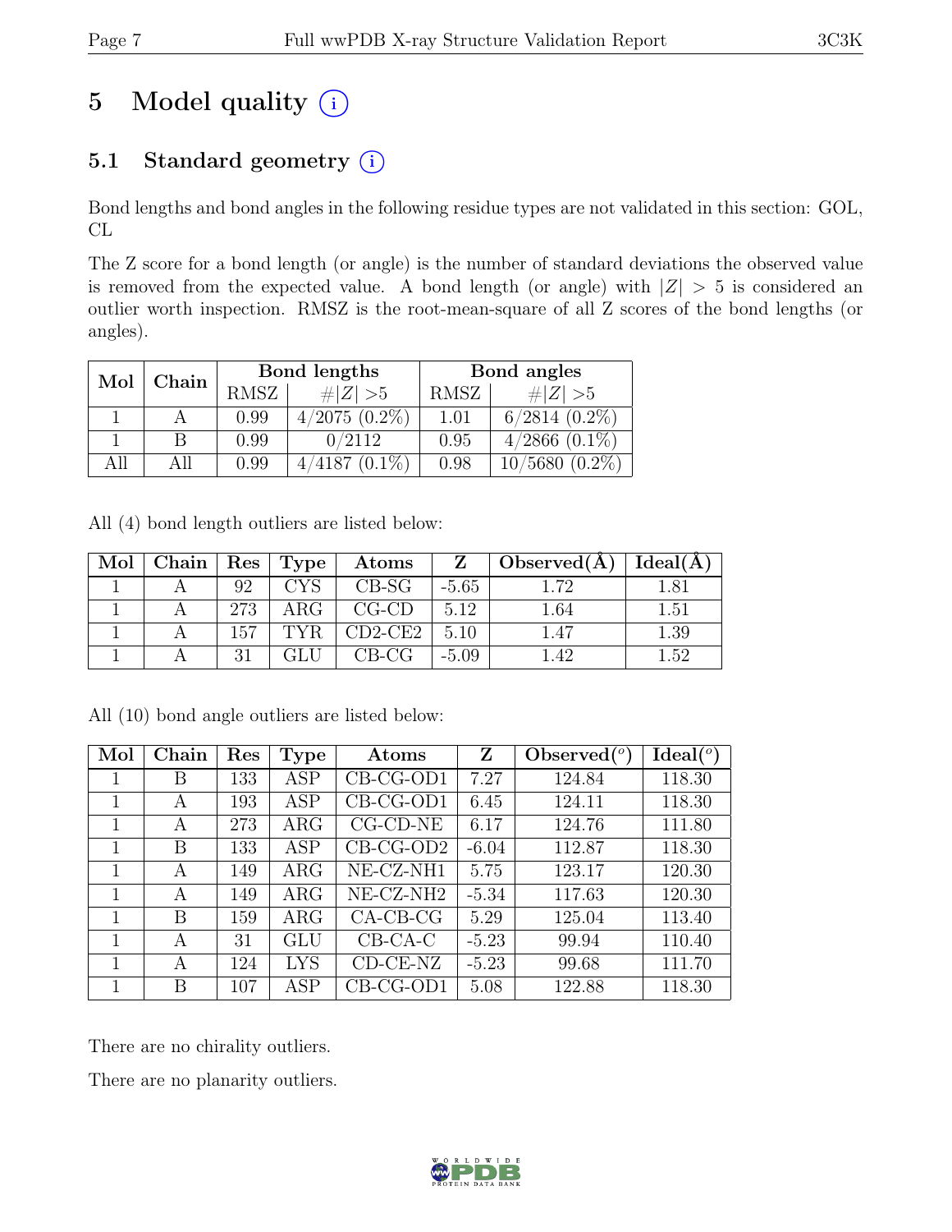# 5 Model quality (i)

## 5.1 Standard geometry (i)

Bond lengths and bond angles in the following residue types are not validated in this section: GOL, CL

The Z score for a bond length (or angle) is the number of standard deviations the observed value is removed from the expected value. A bond length (or angle) with $|Z| > 5$ is considered an outlier worth inspection. RMSZ is the root-mean-square of all Z scores of the bond lengths (or angles).

| Mol | Chain | Bond lengths | | Bond angles | |
|---|---|---|---|---|---|
| | | RMSZ | $\#\|Z\| > 5$ | RMSZ | $\#\|Z\| > 5$ |
| 1 | A | 0.99 | 4/2075 (0.2%) | 1.01 | 6/2814 (0.2%) |
| 1 | B | 0.99 | 0/2112 | 0.95 | 4/2866 (0.1%) |
| All | All | 0.99 | 4/4187 (0.1%) | 0.98 | 10/5680 (0.2%) |

All (4) bond length outliers are listed below:

| Mol | Chain | Res | Type | Atoms | Z | Observed(Å) | Ideal(Å) |
|---|---|---|---|---|---|---|---|
| 1 | A | 92 | CYS | CB-SG | -5.65 | 1.72 | 1.81 |
| 1 | A | 273 | ARG | CG-CD | 5.12 | 1.64 | 1.51 |
| 1 | A | 157 | TYR | CD2-CE2 | 5.10 | 1.47 | 1.39 |
| 1 | A | 31 | GLU | CB-CG | -5.09 | 1.42 | 1.52 |

All (10) bond angle outliers are listed below:

| Mol | Chain | Res | Type | Atoms | Z | Observed(°) | Ideal(°) |
|---|---|---|---|---|---|---|---|
| 1 | B | 133 | ASP | CB-CG-OD1 | 7.27 | 124.84 | 118.30 |
| 1 | A | 193 | ASP | CB-CG-OD1 | 6.45 | 124.11 | 118.30 |
| 1 | A | 273 | ARG | CG-CD-NE | 6.17 | 124.76 | 111.80 |
| 1 | B | 133 | ASP | CB-CG-OD2 | -6.04 | 112.87 | 118.30 |
| 1 | A | 149 | ARG | NE-CZ-NH1 | 5.75 | 123.17 | 120.30 |
| 1 | A | 149 | ARG | NE-CZ-NH2 | -5.34 | 117.63 | 120.30 |
| 1 | B | 159 | ARG | CA-CB-CG | 5.29 | 125.04 | 113.40 |
| 1 | A | 31 | GLU | CB-CA-C | -5.23 | 99.94 | 110.40 |
| 1 | A | 124 | LYS | CD-CE-NZ | -5.23 | 99.68 | 111.70 |
| 1 | B | 107 | ASP | CB-CG-OD1 | 5.08 | 122.88 | 118.30 |

There are no chirality outliers.

There are no planarity outliers.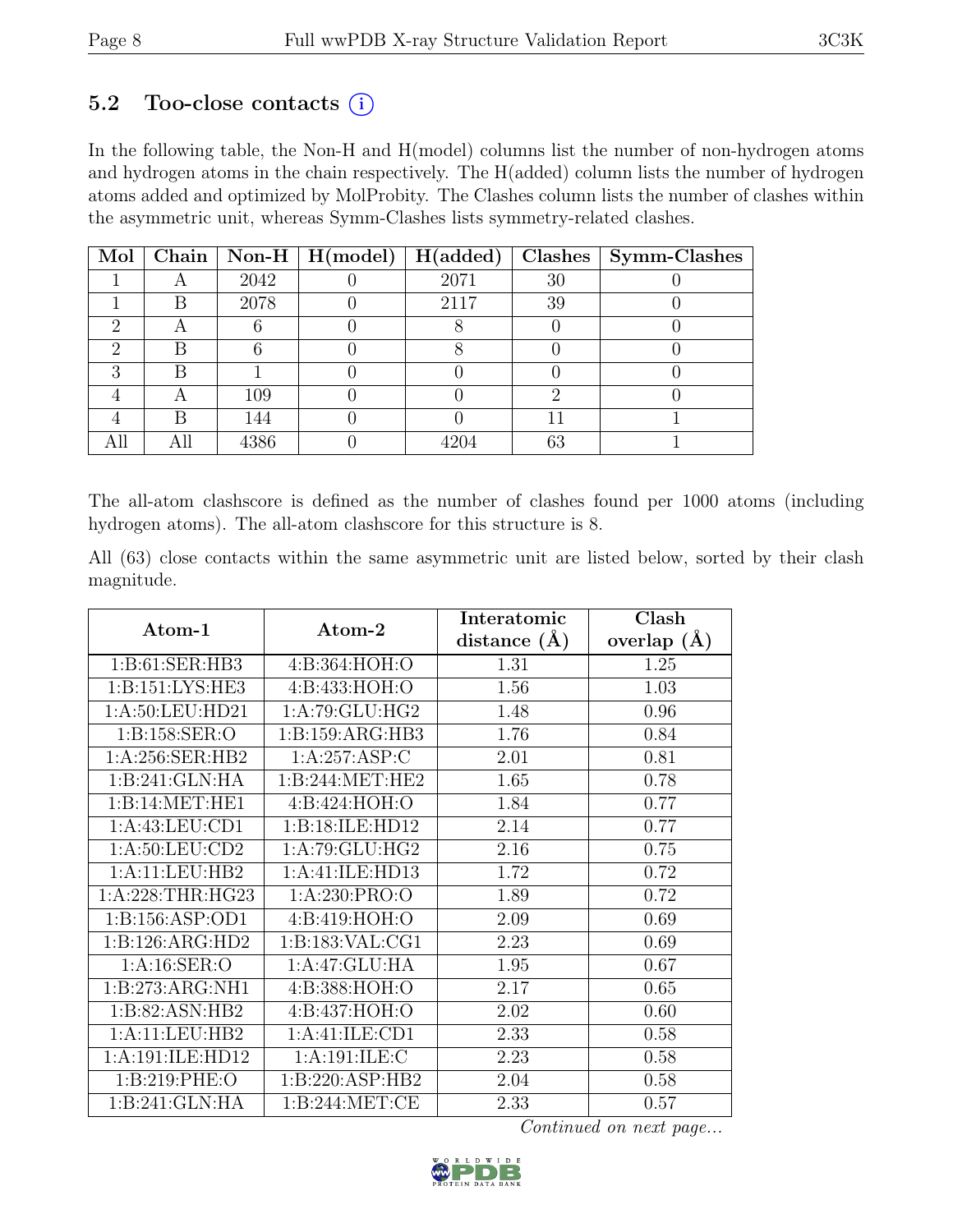## 5.2 Too-close contacts (i)

In the following table, the Non-H and H(model) columns list the number of non-hydrogen atoms and hydrogen atoms in the chain respectively. The H(added) column lists the number of hydrogen atoms added and optimized by MolProbity. The Clashes column lists the number of clashes within the asymmetric unit, whereas Symm-Clashes lists symmetry-related clashes.

| Mol | Chain | Non-H | H(model) | H(added) | Clashes | Symm-Clashes |
|---|---|---|---|---|---|---|
| 1 | A | 2042 | 0 | 2071 | 30 | 0 |
| 1 | B | 2078 | 0 | 2117 | 39 | 0 |
| 2 | A | 6 | 0 | 8 | 0 | 0 |
| 2 | B | 6 | 0 | 8 | 0 | 0 |
| 3 | B | 1 | 0 | 0 | 0 | 0 |
| 4 | A | 109 | 0 | 0 | 2 | 0 |
| 4 | B | 144 | 0 | 0 | 11 | 1 |
| All | All | 4386 | 0 | 4204 | 63 | 1 |

The all-atom clashscore is defined as the number of clashes found per 1000 atoms (including hydrogen atoms). The all-atom clashscore for this structure is 8.

All (63) close contacts within the same asymmetric unit are listed below, sorted by their clash magnitude.

| Atom-1 | Atom-2 | Interatomic distance (Å) | Clash overlap (Å) |
|---|---|---|---|
| 1:B:61:SER:HB3 | 4:B:364:HOH:O | 1.31 | 1.25 |
| 1:B:151:LYS:HE3 | 4:B:433:HOH:O | 1.56 | 1.03 |
| 1:A:50:LEU:HD21 | 1:A:79:GLU:HG2 | 1.48 | 0.96 |
| 1:B:158:SER:O | 1:B:159:ARG:HB3 | 1.76 | 0.84 |
| 1:A:256:SER:HB2 | 1:A:257:ASP:C | 2.01 | 0.81 |
| 1:B:241:GLN:HA | 1:B:244:MET:HE2 | 1.65 | 0.78 |
| 1:B:14:MET:HE1 | 4:B:424:HOH:O | 1.84 | 0.77 |
| 1:A:43:LEU:CD1 | 1:B:18:ILE:HD12 | 2.14 | 0.77 |
| 1:A:50:LEU:CD2 | 1:A:79:GLU:HG2 | 2.16 | 0.75 |
| 1:A:11:LEU:HB2 | 1:A:41:ILE:HD13 | 1.72 | 0.72 |
| 1:A:228:THR:HG23 | 1:A:230:PRO:O | 1.89 | 0.72 |
| 1:B:156:ASP:OD1 | 4:B:419:HOH:O | 2.09 | 0.69 |
| 1:B:126:ARG:HD2 | 1:B:183:VAL:CG1 | 2.23 | 0.69 |
| 1:A:16:SER:O | 1:A:47:GLU:HA | 1.95 | 0.67 |
| 1:B:273:ARG:NH1 | 4:B:388:HOH:O | 2.17 | 0.65 |
| 1:B:82:ASN:HB2 | 4:B:437:HOH:O | 2.02 | 0.60 |
| 1:A:11:LEU:HB2 | 1:A:41:ILE:CD1 | 2.33 | 0.58 |
| 1:A:191:ILE:HD12 | 1:A:191:ILE:C | 2.23 | 0.58 |
| 1:B:219:PHE:O | 1:B:220:ASP:HB2 | 2.04 | 0.58 |
| 1:B:241:GLN:HA | 1:B:244:MET:CE | 2.33 | 0.57 |

*Continued on next page...*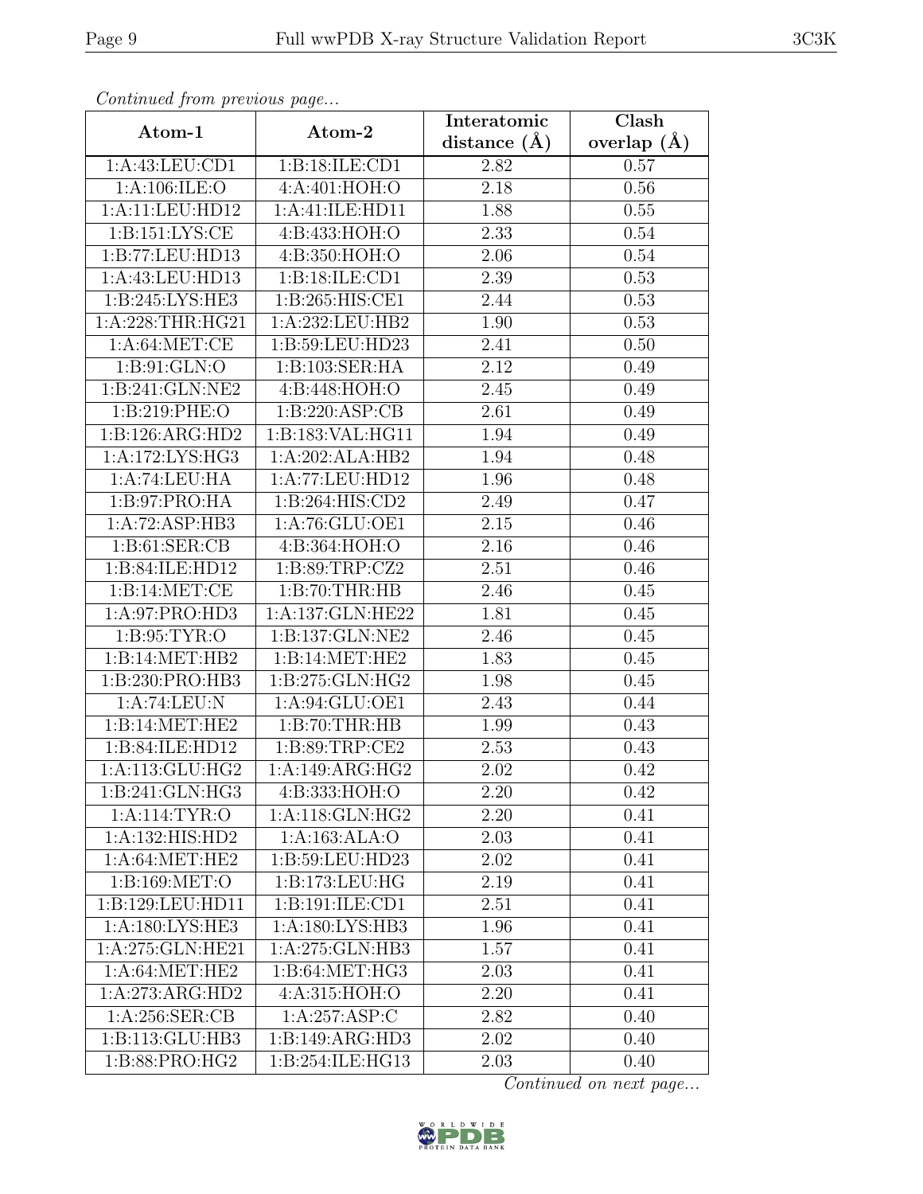*Continued from previous page...*

| Atom-1 | Atom-2 | Interatomic distance (Å) | Clash overlap (Å) |
| --- | --- | --- | --- |
| 1:A:43:LEU:CD1 | 1:B:18:ILE:CD1 | 2.82 | 0.57 |
| 1:A:106:ILE:O | 4:A:401:HOH:O | 2.18 | 0.56 |
| 1:A:11:LEU:HD12 | 1:A:41:ILE:HD11 | 1.88 | 0.55 |
| 1:B:151:LYS:CE | 4:B:433:HOH:O | 2.33 | 0.54 |
| 1:B:77:LEU:HD13 | 4:B:350:HOH:O | 2.06 | 0.54 |
| 1:A:43:LEU:HD13 | 1:B:18:ILE:CD1 | 2.39 | 0.53 |
| 1:B:245:LYS:HE3 | 1:B:265:HIS:CE1 | 2.44 | 0.53 |
| 1:A:228:THR:HG21 | 1:A:232:LEU:HB2 | 1.90 | 0.53 |
| 1:A:64:MET:CE | 1:B:59:LEU:HD23 | 2.41 | 0.50 |
| 1:B:91:GLN:O | 1:B:103:SER:HA | 2.12 | 0.49 |
| 1:B:241:GLN:NE2 | 4:B:448:HOH:O | 2.45 | 0.49 |
| 1:B:219:PHE:O | 1:B:220:ASP:CB | 2.61 | 0.49 |
| 1:B:126:ARG:HD2 | 1:B:183:VAL:HG11 | 1.94 | 0.49 |
| 1:A:172:LYS:HG3 | 1:A:202:ALA:HB2 | 1.94 | 0.48 |
| 1:A:74:LEU:HA | 1:A:77:LEU:HD12 | 1.96 | 0.48 |
| 1:B:97:PRO:HA | 1:B:264:HIS:CD2 | 2.49 | 0.47 |
| 1:A:72:ASP:HB3 | 1:A:76:GLU:OE1 | 2.15 | 0.46 |
| 1:B:61:SER:CB | 4:B:364:HOH:O | 2.16 | 0.46 |
| 1:B:84:ILE:HD12 | 1:B:89:TRP:CZ2 | 2.51 | 0.46 |
| 1:B:14:MET:CE | 1:B:70:THR:HB | 2.46 | 0.45 |
| 1:A:97:PRO:HD3 | 1:A:137:GLN:HE22 | 1.81 | 0.45 |
| 1:B:95:TYR:O | 1:B:137:GLN:NE2 | 2.46 | 0.45 |
| 1:B:14:MET:HB2 | 1:B:14:MET:HE2 | 1.83 | 0.45 |
| 1:B:230:PRO:HB3 | 1:B:275:GLN:HG2 | 1.98 | 0.45 |
| 1:A:74:LEU:N | 1:A:94:GLU:OE1 | 2.43 | 0.44 |
| 1:B:14:MET:HE2 | 1:B:70:THR:HB | 1.99 | 0.43 |
| 1:B:84:ILE:HD12 | 1:B:89:TRP:CE2 | 2.53 | 0.43 |
| 1:A:113:GLU:HG2 | 1:A:149:ARG:HG2 | 2.02 | 0.42 |
| 1:B:241:GLN:HG3 | 4:B:333:HOH:O | 2.20 | 0.42 |
| 1:A:114:TYR:O | 1:A:118:GLN:HG2 | 2.20 | 0.41 |
| 1:A:132:HIS:HD2 | 1:A:163:ALA:O | 2.03 | 0.41 |
| 1:A:64:MET:HE2 | 1:B:59:LEU:HD23 | 2.02 | 0.41 |
| 1:B:169:MET:O | 1:B:173:LEU:HG | 2.19 | 0.41 |
| 1:B:129:LEU:HD11 | 1:B:191:ILE:CD1 | 2.51 | 0.41 |
| 1:A:180:LYS:HE3 | 1:A:180:LYS:HB3 | 1.96 | 0.41 |
| 1:A:275:GLN:HE21 | 1:A:275:GLN:HB3 | 1.57 | 0.41 |
| 1:A:64:MET:HE2 | 1:B:64:MET:HG3 | 2.03 | 0.41 |
| 1:A:273:ARG:HD2 | 4:A:315:HOH:O | 2.20 | 0.41 |
| 1:A:256:SER:CB | 1:A:257:ASP:C | 2.82 | 0.40 |
| 1:B:113:GLU:HB3 | 1:B:149:ARG:HD3 | 2.02 | 0.40 |
| 1:B:88:PRO:HG2 | 1:B:254:ILE:HG13 | 2.03 | 0.40 |

*Continued on next page...*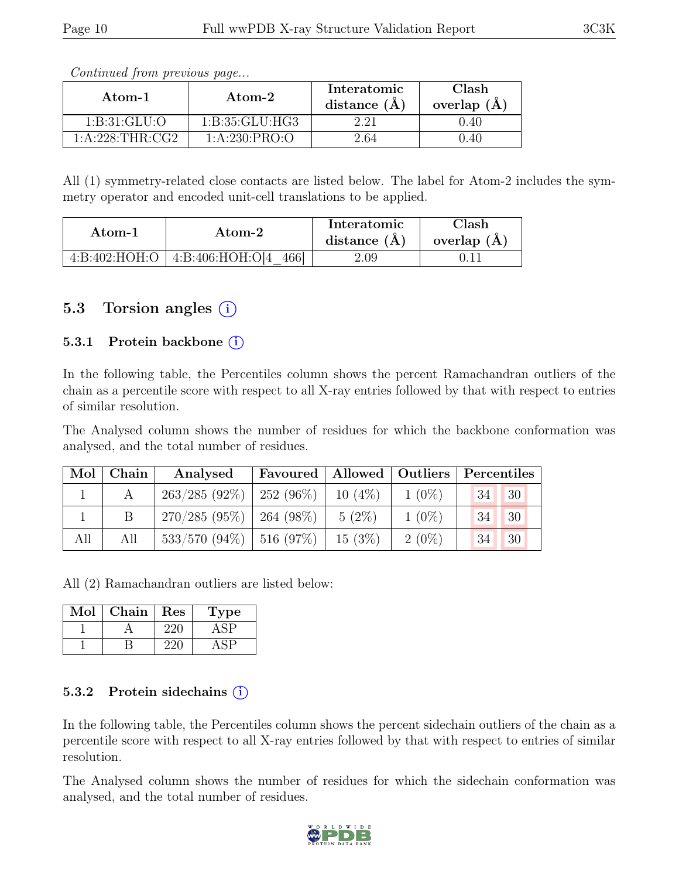*Continued from previous page...*

| Atom-1 | Atom-2 | Interatomic distance (Å) | Clash overlap (Å) |
|---|---|---|---|
| 1:B:31:GLU:O | 1:B:35:GLU:HG3 | 2.21 | 0.40 |
| 1:A:228:THR:CG2 | 1:A:230:PRO:O | 2.64 | 0.40 |

All (1) symmetry-related close contacts are listed below. The label for Atom-2 includes the symmetry operator and encoded unit-cell translations to be applied.

| Atom-1 | Atom-2 | Interatomic distance (Å) | Clash overlap (Å) |
|---|---|---|---|
| 4:B:402:HOH:O | 4:B:406:HOH:O[4_466] | 2.09 | 0.11 |

## 5.3 Torsion angles (i)

### 5.3.1 Protein backbone (i)

In the following table, the Percentiles column shows the percent Ramachandran outliers of the chain as a percentile score with respect to all X-ray entries followed by that with respect to entries of similar resolution.

The Analysed column shows the number of residues for which the backbone conformation was analysed, and the total number of residues.

| Mol | Chain | Analysed | Favoured | Allowed | Outliers | Percentiles | |
|---|---|---|---|---|---|---|---|
| 1 | A | 263/285 (92%) | 252 (96%) | 10 (4%) | 1 (0%) | 34 | 30 |
| 1 | B | 270/285 (95%) | 264 (98%) | 5 (2%) | 1 (0%) | 34 | 30 |
| All | All | 533/570 (94%) | 516 (97%) | 15 (3%) | 2 (0%) | 34 | 30 |

All (2) Ramachandran outliers are listed below:

| Mol | Chain | Res | Type |
|---|---|---|---|
| 1 | A | 220 | ASP |
| 1 | B | 220 | ASP |

### 5.3.2 Protein sidechains (i)

In the following table, the Percentiles column shows the percent sidechain outliers of the chain as a percentile score with respect to all X-ray entries followed by that with respect to entries of similar resolution.

The Analysed column shows the number of residues for which the sidechain conformation was analysed, and the total number of residues.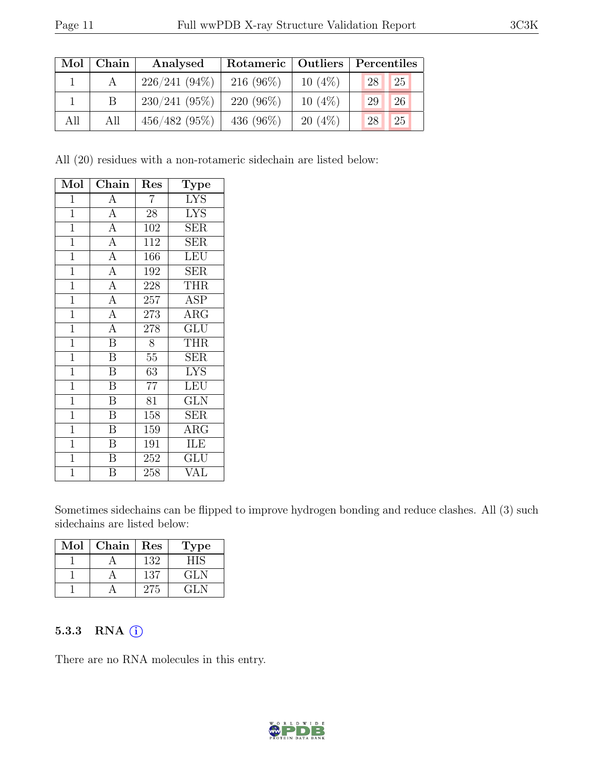| Mol | Chain | Analysed | Rotameric | Outliers | Percentiles | |
|---|---|---|---|---|---|---|
| 1 | A | 226/241 (94%) | 216 (96%) | 10 (4%) | 28 | 25 |
| 1 | B | 230/241 (95%) | 220 (96%) | 10 (4%) | 29 | 26 |
| All | All | 456/482 (95%) | 436 (96%) | 20 (4%) | 28 | 25 |

All (20) residues with a non-rotameric sidechain are listed below:

| Mol | Chain | Res | Type |
|---|---|---|---|
| 1 | A | 7 | LYS |
| 1 | A | 28 | LYS |
| 1 | A | 102 | SER |
| 1 | A | 112 | SER |
| 1 | A | 166 | LEU |
| 1 | A | 192 | SER |
| 1 | A | 228 | THR |
| 1 | A | 257 | ASP |
| 1 | A | 273 | ARG |
| 1 | A | 278 | GLU |
| 1 | B | 8 | THR |
| 1 | B | 55 | SER |
| 1 | B | 63 | LYS |
| 1 | B | 77 | LEU |
| 1 | B | 81 | GLN |
| 1 | B | 158 | SER |
| 1 | B | 159 | ARG |
| 1 | B | 191 | ILE |
| 1 | B | 252 | GLU |
| 1 | B | 258 | VAL |

Sometimes sidechains can be flipped to improve hydrogen bonding and reduce clashes. All (3) such sidechains are listed below:

| Mol | Chain | Res | Type |
|---|---|---|---|
| 1 | A | 132 | HIS |
| 1 | A | 137 | GLN |
| 1 | A | 275 | GLN |

### 5.3.3 RNA (i)

There are no RNA molecules in this entry.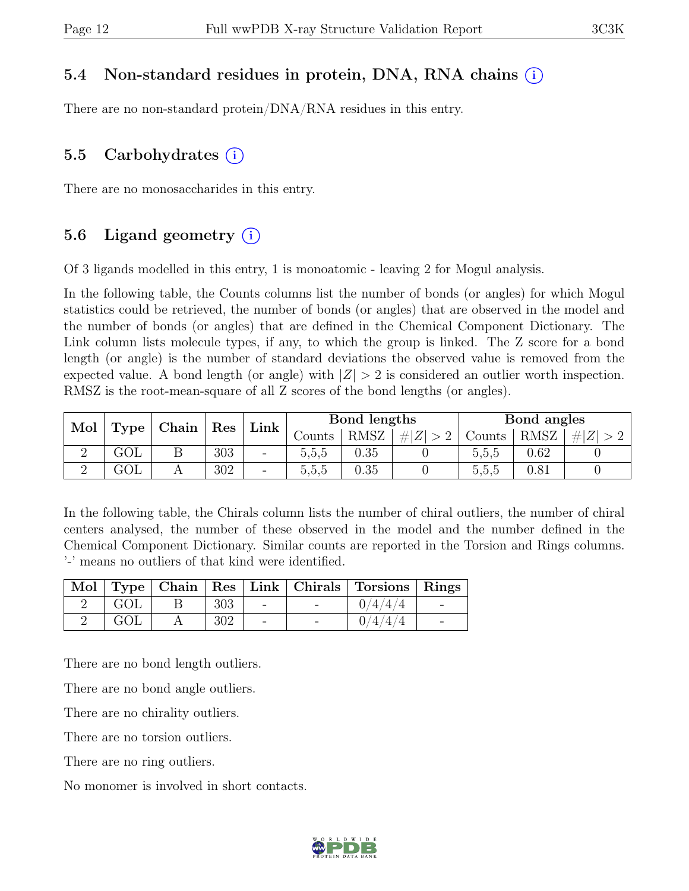### 5.4 Non-standard residues in protein, DNA, RNA chains (i)

There are no non-standard protein/DNA/RNA residues in this entry.

### 5.5 Carbohydrates (i)

There are no monosaccharides in this entry.

### 5.6 Ligand geometry (i)

Of 3 ligands modelled in this entry, 1 is monoatomic - leaving 2 for Mogul analysis.

In the following table, the Counts columns list the number of bonds (or angles) for which Mogul statistics could be retrieved, the number of bonds (or angles) that are observed in the model and the number of bonds (or angles) that are defined in the Chemical Component Dictionary. The Link column lists molecule types, if any, to which the group is linked. The Z score for a bond length (or angle) is the number of standard deviations the observed value is removed from the expected value. A bond length (or angle) with $|Z| > 2$ is considered an outlier worth inspection. RMSZ is the root-mean-square of all Z scores of the bond lengths (or angles).

| Mol | Type | Chain | Res | Link | Bond lengths | | | Bond angles | | |
|---|---|---|---|---|---|---|---|---|---|---|
| | | | | | Counts | RMSZ | $\#\|Z\| > 2$ | Counts | RMSZ | $\#\|Z\| > 2$ |
| 2 | GOL | B | 303 | - | 5,5,5 | 0.35 | 0 | 5,5,5 | 0.62 | 0 |
| 2 | GOL | A | 302 | - | 5,5,5 | 0.35 | 0 | 5,5,5 | 0.81 | 0 |

In the following table, the Chirals column lists the number of chiral outliers, the number of chiral centers analysed, the number of these observed in the model and the number defined in the Chemical Component Dictionary. Similar counts are reported in the Torsion and Rings columns. '-' means no outliers of that kind were identified.

| Mol | Type | Chain | Res | Link | Chirals | Torsions | Rings |
|---|---|---|---|---|---|---|---|
| 2 | GOL | B | 303 | - | - | 0/4/4/4 | - |
| 2 | GOL | A | 302 | - | - | 0/4/4/4 | - |

There are no bond length outliers.

There are no bond angle outliers.

There are no chirality outliers.

There are no torsion outliers.

There are no ring outliers.

No monomer is involved in short contacts.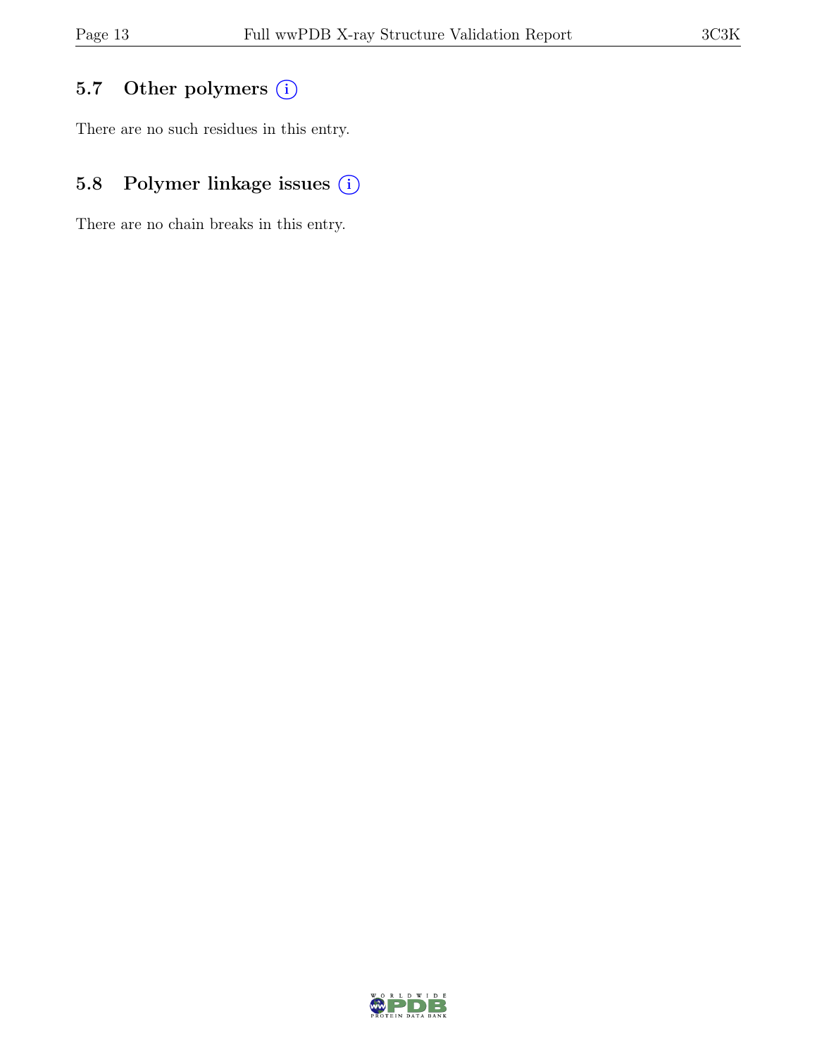## 5.7 Other polymers

There are no such residues in this entry.

## 5.8 Polymer linkage issues

There are no chain breaks in this entry.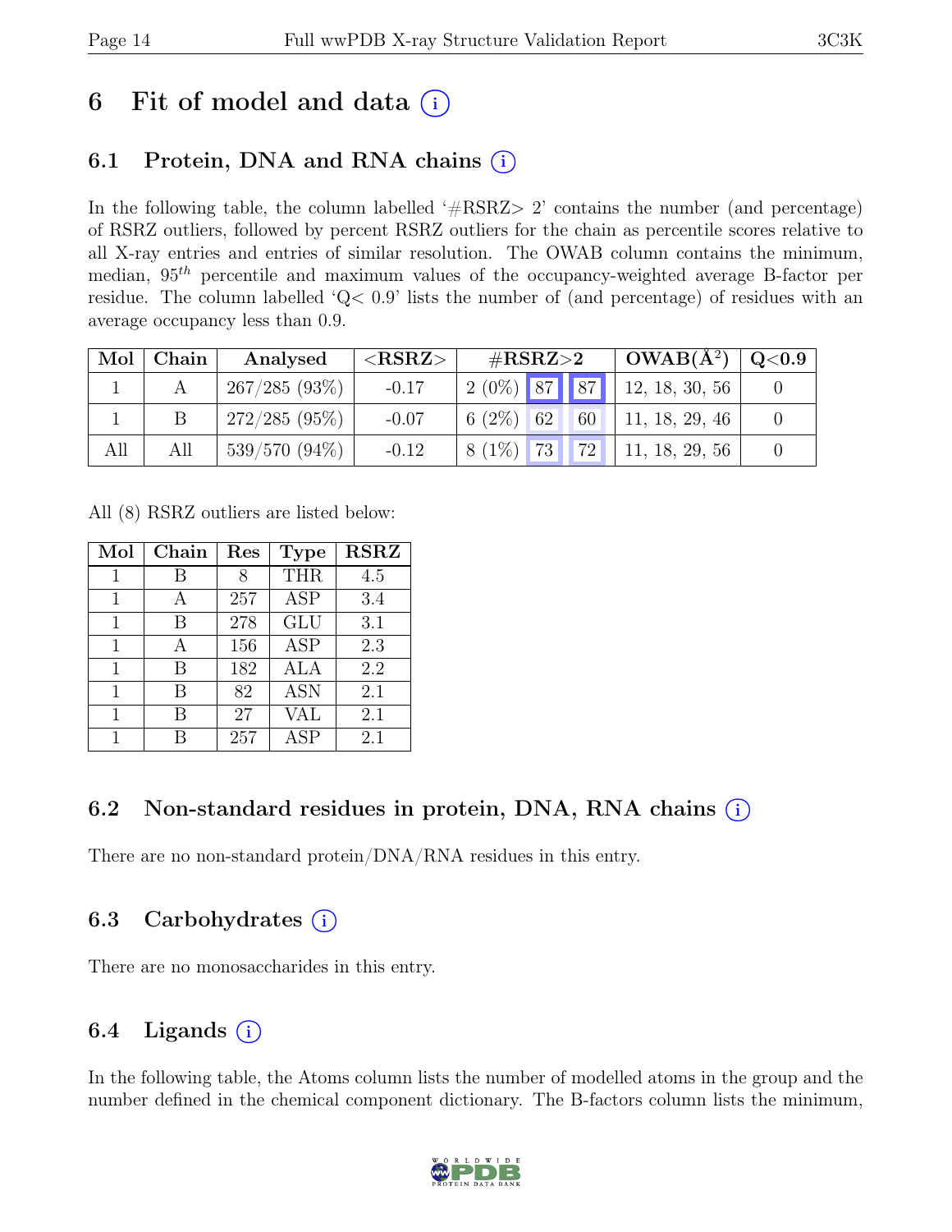# 6 Fit of model and data (i)

## 6.1 Protein, DNA and RNA chains (i)

In the following table, the column labelled '#RSRZ> 2' contains the number (and percentage) of RSRZ outliers, followed by percent RSRZ outliers for the chain as percentile scores relative to all X-ray entries and entries of similar resolution. The OWAB column contains the minimum, median, $95^{th}$ percentile and maximum values of the occupancy-weighted average B-factor per residue. The column labelled 'Q< 0.9' lists the number of (and percentage) of residues with an average occupancy less than 0.9.

| Mol | Chain | Analysed | <RSRZ> | #RSRZ>2 | | | OWAB(Å$^2$) | Q<0.9 |
|---|---|---|---|---|---|---|---|---|
| 1 | A | 267/285 (93%) | -0.17 | 2 (0%) | 87 | 87 | 12, 18, 30, 56 | 0 |
| 1 | B | 272/285 (95%) | -0.07 | 6 (2%) | 62 | 60 | 11, 18, 29, 46 | 0 |
| All | All | 539/570 (94%) | -0.12 | 8 (1%) | 73 | 72 | 11, 18, 29, 56 | 0 |

All (8) RSRZ outliers are listed below:

| Mol | Chain | Res | Type | RSRZ |
|---|---|---|---|---|
| 1 | B | 8 | THR | 4.5 |
| 1 | A | 257 | ASP | 3.4 |
| 1 | B | 278 | GLU | 3.1 |
| 1 | A | 156 | ASP | 2.3 |
| 1 | B | 182 | ALA | 2.2 |
| 1 | B | 82 | ASN | 2.1 |
| 1 | B | 27 | VAL | 2.1 |
| 1 | B | 257 | ASP | 2.1 |

## 6.2 Non-standard residues in protein, DNA, RNA chains (i)

There are no non-standard protein/DNA/RNA residues in this entry.

## 6.3 Carbohydrates (i)

There are no monosaccharides in this entry.

## 6.4 Ligands (i)

In the following table, the Atoms column lists the number of modelled atoms in the group and the number defined in the chemical component dictionary. The B-factors column lists the minimum,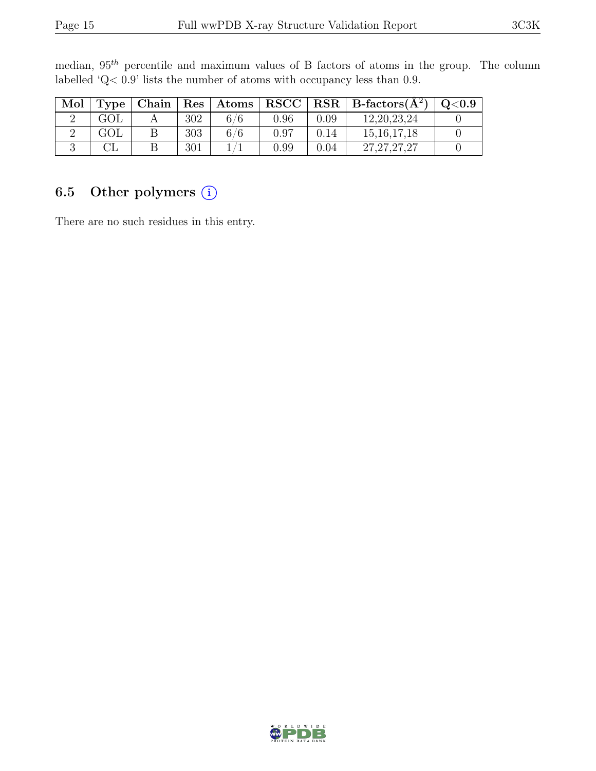median, $95^{th}$ percentile and maximum values of B factors of atoms in the group. The column labelled 'Q< 0.9' lists the number of atoms with occupancy less than 0.9.

| Mol | Type | Chain | Res | Atoms | RSCC | RSR | B-factors($Å^2$) | Q<0.9 |
|---|---|---|---|---|---|---|---|---|
| 2 | GOL | A | 302 | 6/6 | 0.96 | 0.09 | 12,20,23,24 | 0 |
| 2 | GOL | B | 303 | 6/6 | 0.97 | 0.14 | 15,16,17,18 | 0 |
| 3 | CL | B | 301 | 1/1 | 0.99 | 0.04 | 27,27,27,27 | 0 |

## 6.5 Other polymers (i)

There are no such residues in this entry.